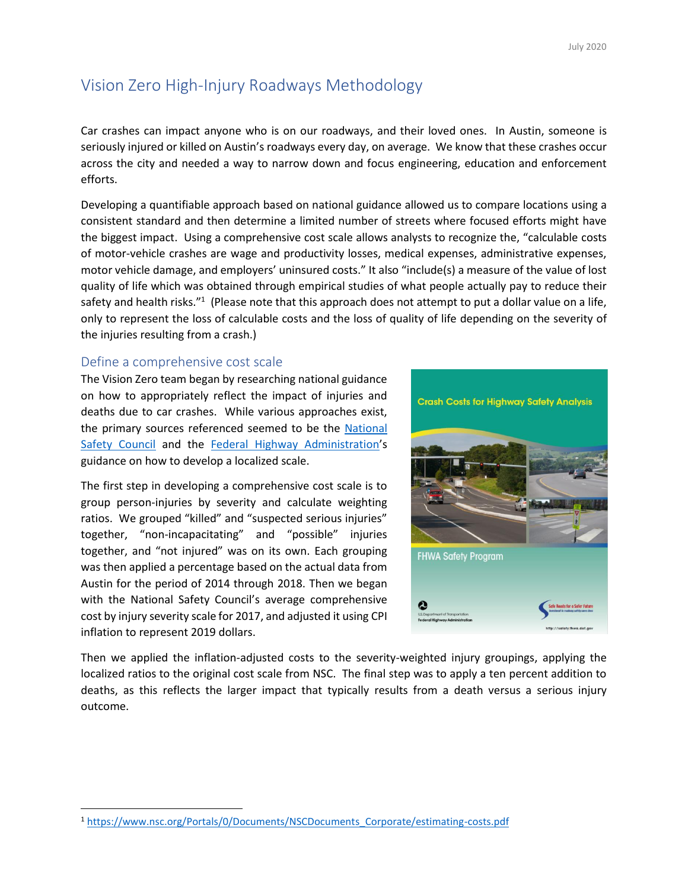July 2020

# Vision Zero High-Injury Roadways Methodology

Car crashes can impact anyone who is on our roadways, and their loved ones. In Austin, someone is seriously injured or killed on Austin's roadways every day, on average. We know that these crashes occur across the city and needed a way to narrow down and focus engineering, education and enforcement efforts.

Developing a quantifiable approach based on national guidance allowed us to compare locations using a consistent standard and then determine a limited number of streets where focused efforts might have the biggest impact. Using a comprehensive cost scale allows analysts to recognize the, "calculable costs of motor-vehicle crashes are wage and productivity losses, medical expenses, administrative expenses, motor vehicle damage, and employers' uninsured costs." It also "include(s) a measure of the value of lost quality of life which was obtained through empirical studies of what people actually pay to reduce their safety and health risks."[1] (Please note that this approach does not attempt to put a dollar value on a life, only to represent the loss of calculable costs and the loss of quality of life depending on the severity of the injuries resulting from a crash.)

## Define a comprehensive cost scale

The Vision Zero team began by researching national guidance on how to appropriately reflect the impact of injuries and deaths due to car crashes. While various approaches exist, the primary sources referenced seemed to be the National Safety Council and the Federal Highway Administration's guidance on how to develop a localized scale.

The first step in developing a comprehensive cost scale is to group person-injuries by severity and calculate weighting ratios. We grouped "killed" and "suspected serious injuries" together, "non-incapacitating" and "possible" injuries together, and "not injured" was on its own. Each grouping was then applied a percentage based on the actual data from Austin for the period of 2014 through 2018. Then we began with the National Safety Council's average comprehensive cost by injury severity scale for 2017, and adjusted it using CPI inflation to represent 2019 dollars.

Then we applied the inflation-adjusted costs to the severity-weighted injury groupings, applying the localized ratios to the original cost scale from NSC. The final step was to apply a ten percent addition to deaths, as this reflects the larger impact that typically results from a death versus a serious injury outcome.

[1] https://www.nsc.org/Portals/0/Documents/NSCDocuments_Corporate/estimating-costs.pdf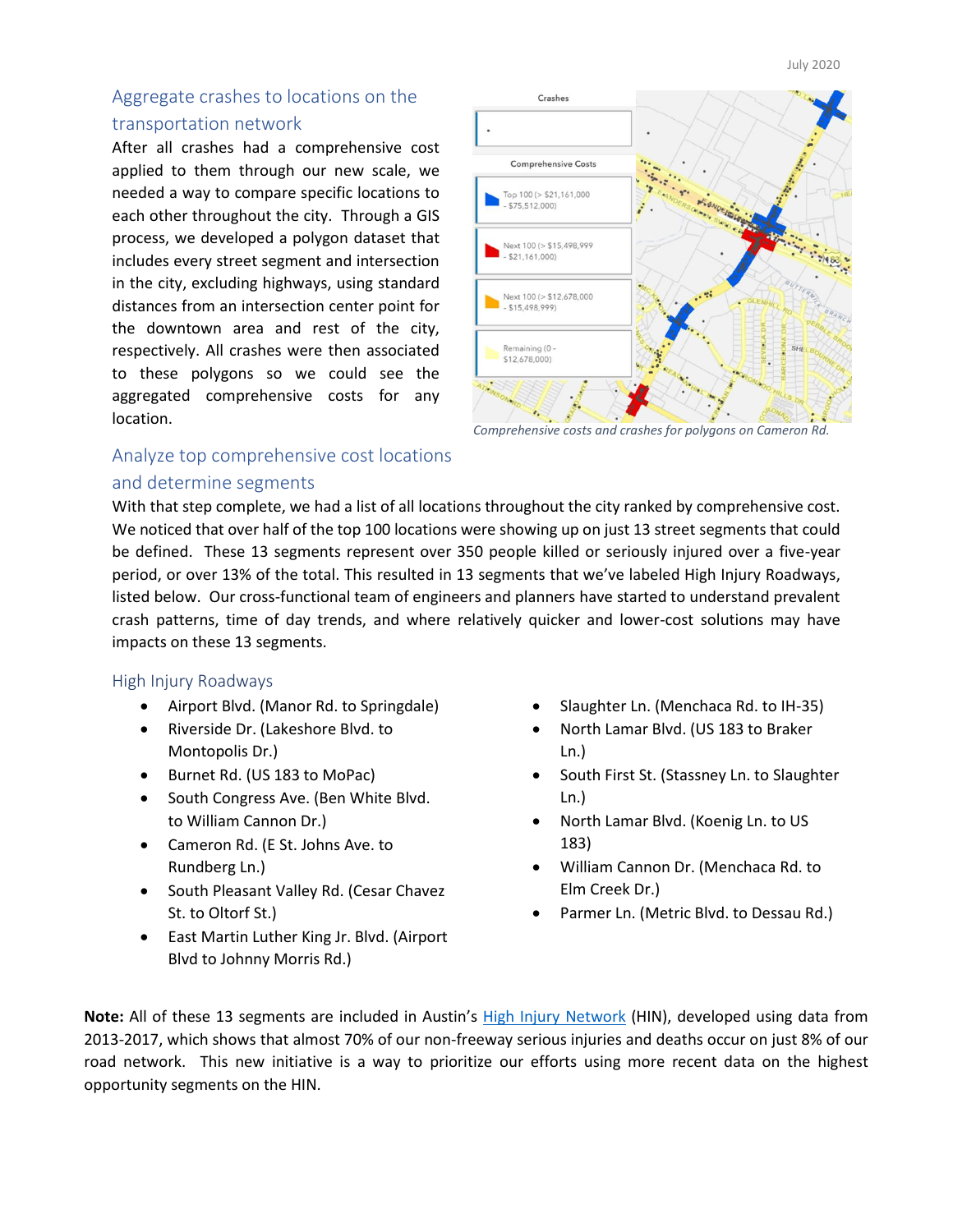## Aggregate crashes to locations on the transportation network

After all crashes had a comprehensive cost applied to them through our new scale, we needed a way to compare specific locations to each other throughout the city. Through a GIS process, we developed a polygon dataset that includes every street segment and intersection in the city, excluding highways, using standard distances from an intersection center point for the downtown area and rest of the city, respectively. All crashes were then associated to these polygons so we could see the aggregated comprehensive costs for any location.

Crashes

Comprehensive Costs

Top 100 (> $21,161,000 - $75,512,000)

Next 100 (> $15,498,999 - $21,161,000)

Next 100 (> $12,678,000 - $15,498,999)

Remaining (0 - $12,678,000)

*Comprehensive costs and crashes for polygons on Cameron Rd.*

## Analyze top comprehensive cost locations and determine segments

With that step complete, we had a list of all locations throughout the city ranked by comprehensive cost. We noticed that over half of the top 100 locations were showing up on just 13 street segments that could be defined. These 13 segments represent over 350 people killed or seriously injured over a five-year period, or over 13% of the total. This resulted in 13 segments that we've labeled High Injury Roadways, listed below. Our cross-functional team of engineers and planners have started to understand prevalent crash patterns, time of day trends, and where relatively quicker and lower-cost solutions may have impacts on these 13 segments.

### High Injury Roadways

- Airport Blvd. (Manor Rd. to Springdale)
- Riverside Dr. (Lakeshore Blvd. to Montopolis Dr.)
- Burnet Rd. (US 183 to MoPac)
- South Congress Ave. (Ben White Blvd. to William Cannon Dr.)
- Cameron Rd. (E St. Johns Ave. to Rundberg Ln.)
- South Pleasant Valley Rd. (Cesar Chavez St. to Oltorf St.)
- East Martin Luther King Jr. Blvd. (Airport Blvd to Johnny Morris Rd.)
- Slaughter Ln. (Menchaca Rd. to IH-35)
- North Lamar Blvd. (US 183 to Braker Ln.)
- South First St. (Stassney Ln. to Slaughter Ln.)
- North Lamar Blvd. (Koenig Ln. to US 183)
- William Cannon Dr. (Menchaca Rd. to Elm Creek Dr.)
- Parmer Ln. (Metric Blvd. to Dessau Rd.)

**Note:** All of these 13 segments are included in Austin's High Injury Network (HIN), developed using data from 2013-2017, which shows that almost 70% of our non-freeway serious injuries and deaths occur on just 8% of our road network. This new initiative is a way to prioritize our efforts using more recent data on the highest opportunity segments on the HIN.